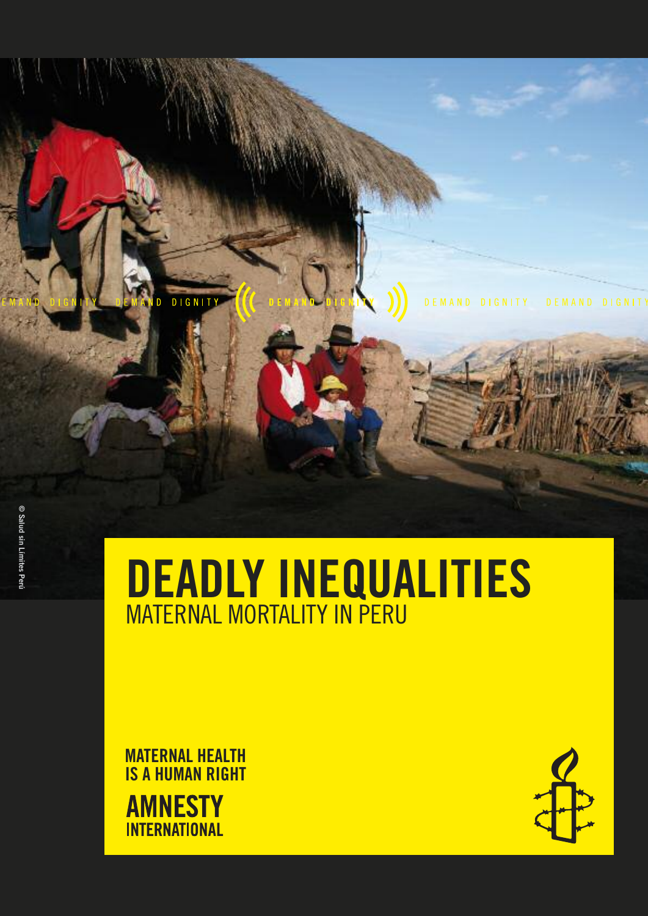DEMAND DIGNITY DEMAND DIGNITY DEMAND DIGNITY DEMAND DIGNITY DEMAND DIGNITY

© Salud sin Límites Perú

# DEADLY INEQUALITIES

## MATERNAL MORTALITY IN PERU

**MATERNAL HEALTH IS A HUMAN RIGHT**

**AMNESTY INTERNATIONAL**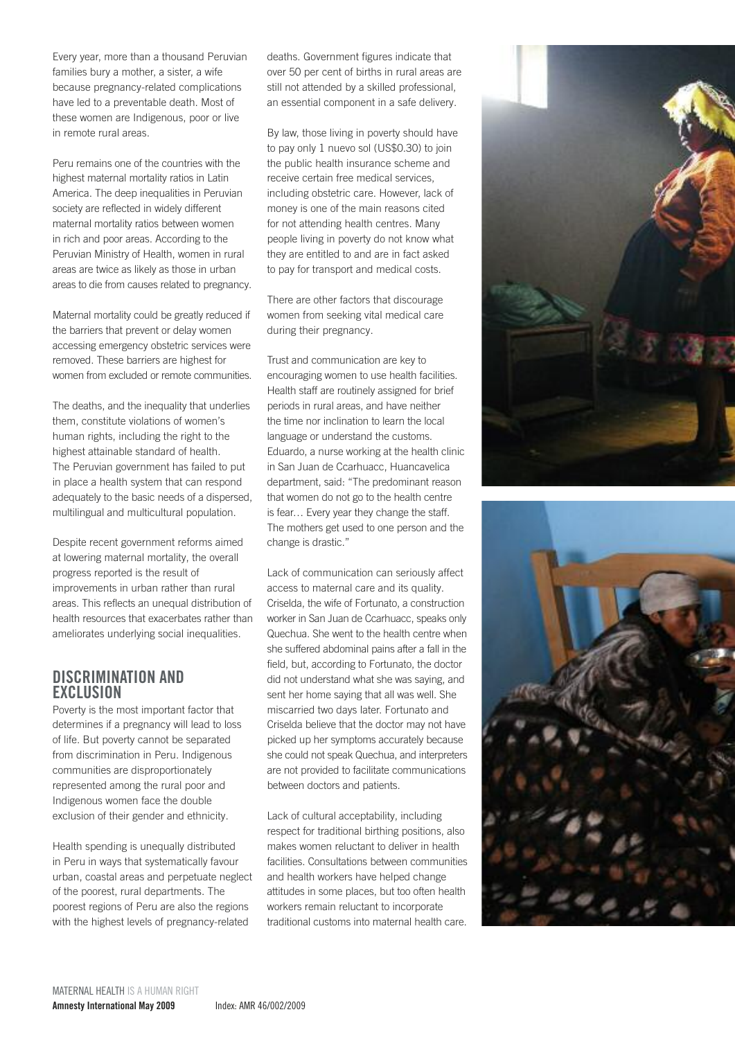Every year, more than a thousand Peruvian families bury a mother, a sister, a wife because pregnancy-related complications have led to a preventable death. Most of these women are Indigenous, poor or live in remote rural areas.

Peru remains one of the countries with the highest maternal mortality ratios in Latin America. The deep inequalities in Peruvian society are reflected in widely different maternal mortality ratios between women in rich and poor areas. According to the Peruvian Ministry of Health, women in rural areas are twice as likely as those in urban areas to die from causes related to pregnancy.

Maternal mortality could be greatly reduced if the barriers that prevent or delay women accessing emergency obstetric services were removed. These barriers are highest for women from excluded or remote communities.

The deaths, and the inequality that underlies them, constitute violations of women's human rights, including the right to the highest attainable standard of health. The Peruvian government has failed to put in place a health system that can respond adequately to the basic needs of a dispersed, multilingual and multicultural population.

Despite recent government reforms aimed at lowering maternal mortality, the overall progress reported is the result of improvements in urban rather than rural areas. This reflects an unequal distribution of health resources that exacerbates rather than ameliorates underlying social inequalities.

## DISCRIMINATION AND EXCLUSION

Poverty is the most important factor that determines if a pregnancy will lead to loss of life. But poverty cannot be separated from discrimination in Peru. Indigenous communities are disproportionately represented among the rural poor and Indigenous women face the double exclusion of their gender and ethnicity.

Health spending is unequally distributed in Peru in ways that systematically favour urban, coastal areas and perpetuate neglect of the poorest, rural departments. The poorest regions of Peru are also the regions with the highest levels of pregnancy-related deaths. Government figures indicate that over 50 per cent of births in rural areas are still not attended by a skilled professional, an essential component in a safe delivery.

By law, those living in poverty should have to pay only 1 nuevo sol (US$0.30) to join the public health insurance scheme and receive certain free medical services, including obstetric care. However, lack of money is one of the main reasons cited for not attending health centres. Many people living in poverty do not know what they are entitled to and are in fact asked to pay for transport and medical costs.

There are other factors that discourage women from seeking vital medical care during their pregnancy.

Trust and communication are key to encouraging women to use health facilities. Health staff are routinely assigned for brief periods in rural areas, and have neither the time nor inclination to learn the local language or understand the customs. Eduardo, a nurse working at the health clinic in San Juan de Ccarhuacc, Huancavelica department, said: "The predominant reason that women do not go to the health centre is fear… Every year they change the staff. The mothers get used to one person and the change is drastic."

Lack of communication can seriously affect access to maternal care and its quality. Criselda, the wife of Fortunato, a construction worker in San Juan de Ccarhuacc, speaks only Quechua. She went to the health centre when she suffered abdominal pains after a fall in the field, but, according to Fortunato, the doctor did not understand what she was saying, and sent her home saying that all was well. She miscarried two days later. Fortunato and Criselda believe that the doctor may not have picked up her symptoms accurately because she could not speak Quechua, and interpreters are not provided to facilitate communications between doctors and patients.

Lack of cultural acceptability, including respect for traditional birthing positions, also makes women reluctant to deliver in health facilities. Consultations between communities and health workers have helped change attitudes in some places, but too often health workers remain reluctant to incorporate traditional customs into maternal health care.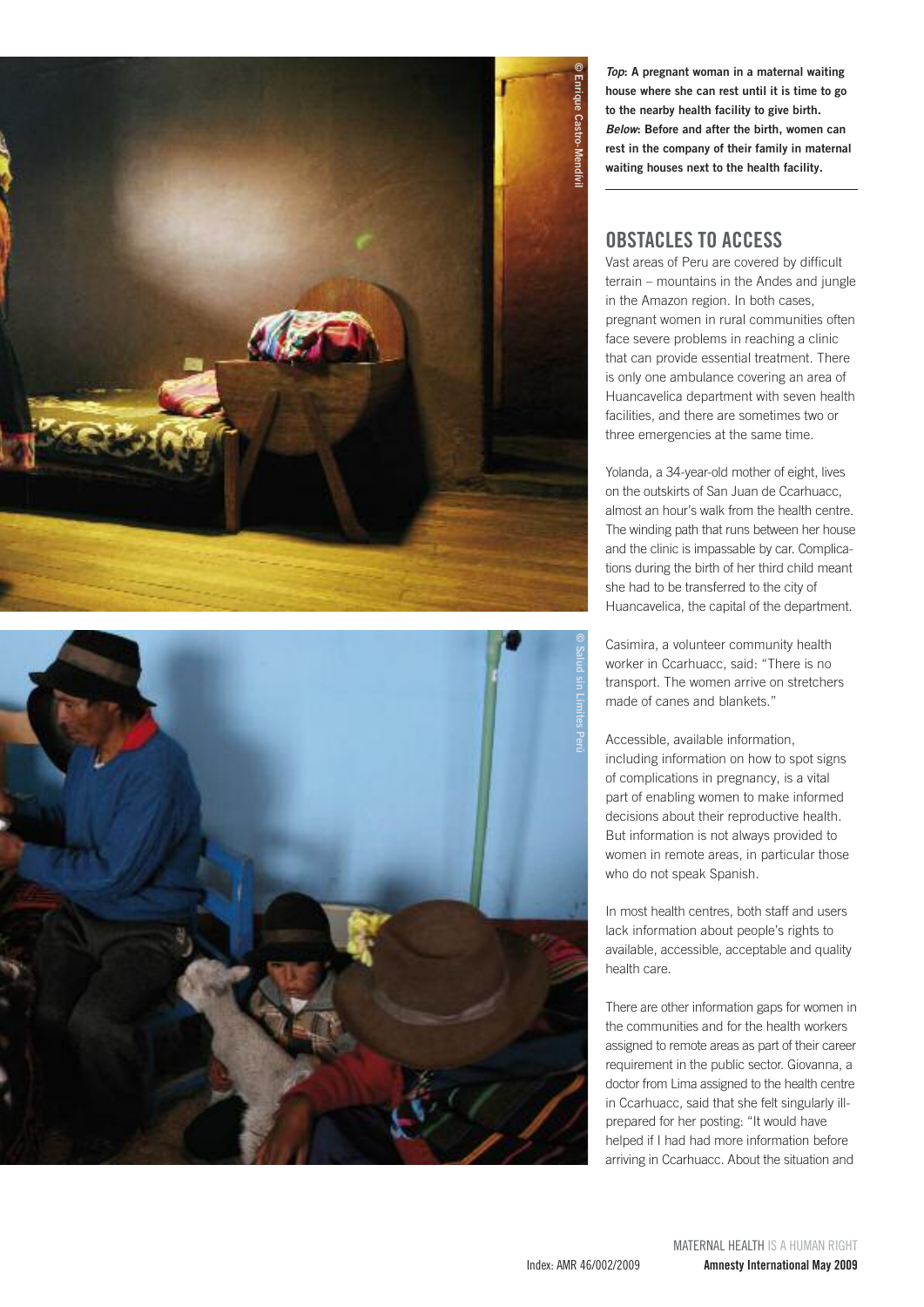***Top*: A pregnant woman in a maternal waiting house where she can rest until it is time to go to the nearby health facility to give birth.**
***Below*: Before and after the birth, women can rest in the company of their family in maternal waiting houses next to the health facility.**

## OBSTACLES TO ACCESS

Vast areas of Peru are covered by difficult terrain – mountains in the Andes and jungle in the Amazon region. In both cases, pregnant women in rural communities often face severe problems in reaching a clinic that can provide essential treatment. There is only one ambulance covering an area of Huancavelica department with seven health facilities, and there are sometimes two or three emergencies at the same time.

Yolanda, a 34-year-old mother of eight, lives on the outskirts of San Juan de Ccarhuacc, almost an hour's walk from the health centre. The winding path that runs between her house and the clinic is impassable by car. Complications during the birth of her third child meant she had to be transferred to the city of Huancavelica, the capital of the department.

Casimira, a volunteer community health worker in Ccarhuacc, said: "There is no transport. The women arrive on stretchers made of canes and blankets."

Accessible, available information, including information on how to spot signs of complications in pregnancy, is a vital part of enabling women to make informed decisions about their reproductive health. But information is not always provided to women in remote areas, in particular those who do not speak Spanish.

In most health centres, both staff and users lack information about people's rights to available, accessible, acceptable and quality health care.

There are other information gaps for women in the communities and for the health workers assigned to remote areas as part of their career requirement in the public sector. Giovanna, a doctor from Lima assigned to the health centre in Ccarhuacc, said that she felt singularly ill-prepared for her posting: "It would have helped if I had had more information before arriving in Ccarhuacc. About the situation and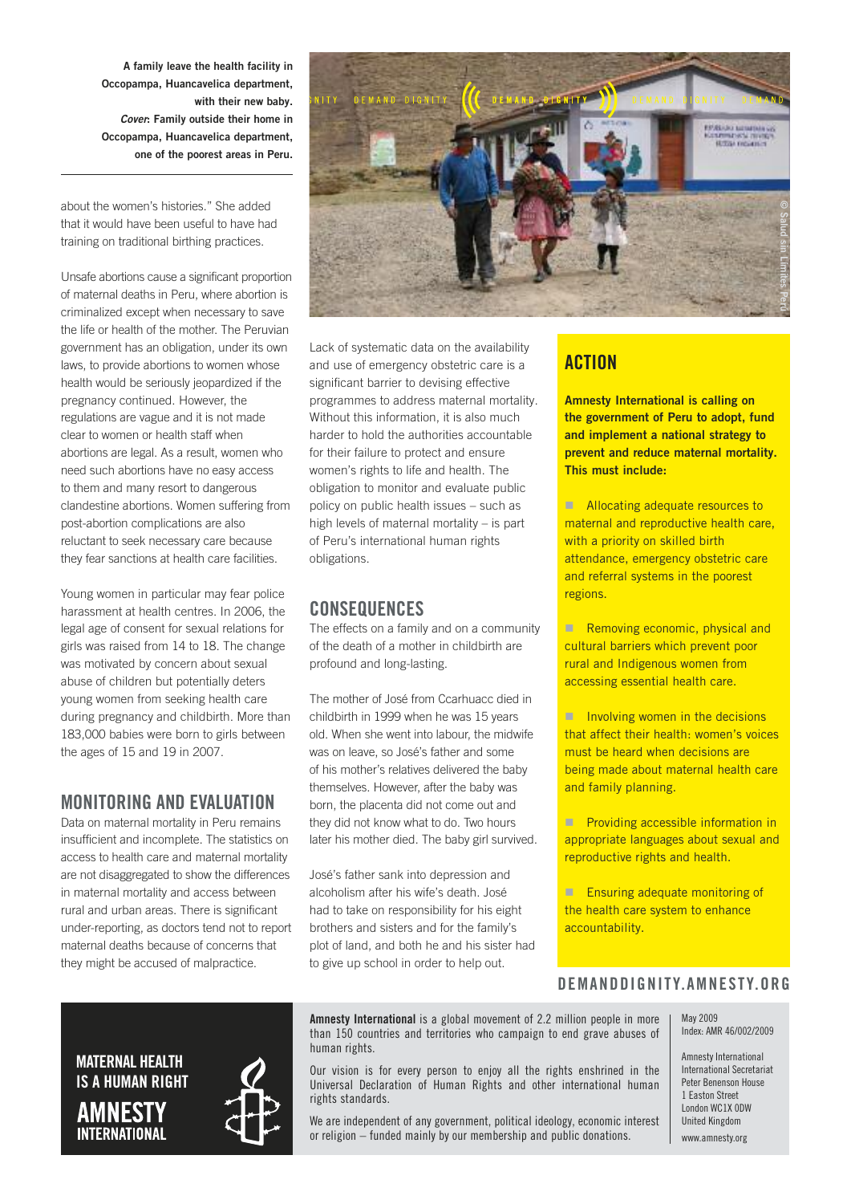**A family leave the health facility in Occopampa, Huancavelica department, with their new baby.**
***Cover*: Family outside their home in Occopampa, Huancavelica department, one of the poorest areas in Peru.**

about the women's histories." She added that it would have been useful to have had training on traditional birthing practices.

Unsafe abortions cause a significant proportion of maternal deaths in Peru, where abortion is criminalized except when necessary to save the life or health of the mother. The Peruvian government has an obligation, under its own laws, to provide abortions to women whose health would be seriously jeopardized if the pregnancy continued. However, the regulations are vague and it is not made clear to women or health staff when abortions are legal. As a result, women who need such abortions have no easy access to them and many resort to dangerous clandestine abortions. Women suffering from post-abortion complications are also reluctant to seek necessary care because they fear sanctions at health care facilities.

Young women in particular may fear police harassment at health centres. In 2006, the legal age of consent for sexual relations for girls was raised from 14 to 18. The change was motivated by concern about sexual abuse of children but potentially deters young women from seeking health care during pregnancy and childbirth. More than 183,000 babies were born to girls between the ages of 15 and 19 in 2007.

## MONITORING AND EVALUATION

Data on maternal mortality in Peru remains insufficient and incomplete. The statistics on access to health care and maternal mortality are not disaggregated to show the differences in maternal mortality and access between rural and urban areas. There is significant under-reporting, as doctors tend not to report maternal deaths because of concerns that they might be accused of malpractice.

Lack of systematic data on the availability and use of emergency obstetric care is a significant barrier to devising effective programmes to address maternal mortality. Without this information, it is also much harder to hold the authorities accountable for their failure to protect and ensure women's rights to life and health. The obligation to monitor and evaluate public policy on public health issues – such as high levels of maternal mortality – is part of Peru's international human rights obligations.

## CONSEQUENCES

The effects on a family and on a community of the death of a mother in childbirth are profound and long-lasting.

The mother of José from Ccarhuacc died in childbirth in 1999 when he was 15 years old. When she went into labour, the midwife was on leave, so José's father and some of his mother's relatives delivered the baby themselves. However, after the baby was born, the placenta did not come out and they did not know what to do. Two hours later his mother died. The baby girl survived.

José's father sank into depression and alcoholism after his wife's death. José had to take on responsibility for his eight brothers and sisters and for the family's plot of land, and both he and his sister had to give up school in order to help out.

## ACTION

**Amnesty International is calling on the government of Peru to adopt, fund and implement a national strategy to prevent and reduce maternal mortality. This must include:**

- Allocating adequate resources to maternal and reproductive health care, with a priority on skilled birth attendance, emergency obstetric care and referral systems in the poorest regions.
- Removing economic, physical and cultural barriers which prevent poor rural and Indigenous women from accessing essential health care.
- Involving women in the decisions that affect their health: women's voices must be heard when decisions are being made about maternal health care and family planning.
- Providing accessible information in appropriate languages about sexual and reproductive rights and health.
- Ensuring adequate monitoring of the health care system to enhance accountability.

**DEMANDDIGNITY.AMNESTY.ORG**

**MATERNAL HEALTH IS A HUMAN RIGHT**

**AMNESTY INTERNATIONAL**

**Amnesty International** is a global movement of 2.2 million people in more than 150 countries and territories who campaign to end grave abuses of human rights.

Our vision is for every person to enjoy all the rights enshrined in the Universal Declaration of Human Rights and other international human rights standards.

We are independent of any government, political ideology, economic interest or religion – funded mainly by our membership and public donations.

May 2009
Index: AMR 46/002/2009

Amnesty International
International Secretariat
Peter Benenson House
1 Easton Street
London WC1X 0DW
United Kingdom
www.amnesty.org